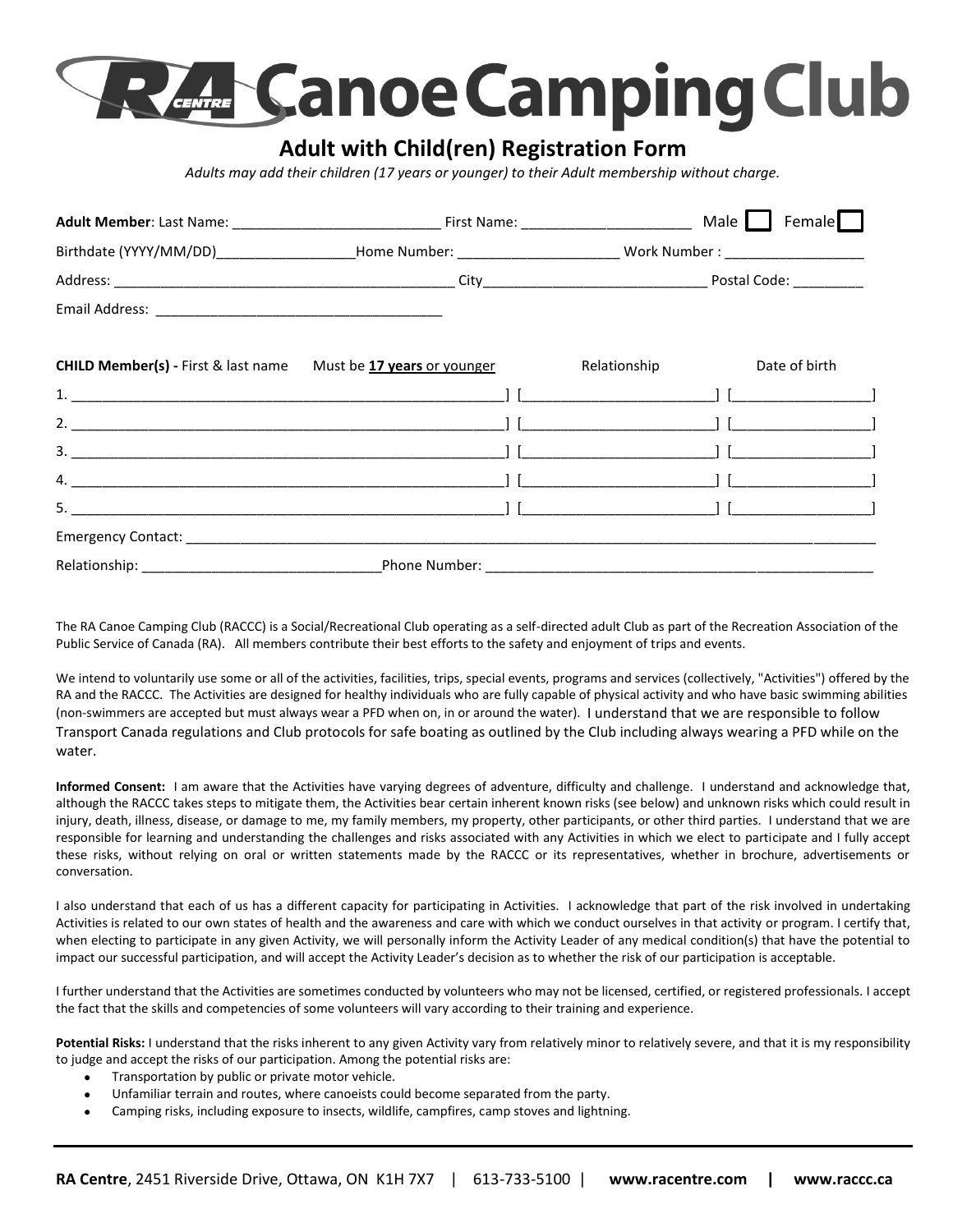# RA Centre Canoe Camping Club

## Adult with Child(ren) Registration Form

*Adults may add their children (17 years or younger) to their Adult membership without charge.*

**Adult Member**: Last Name: ___________________________ First Name: ______________________ Male ☐ Female ☐

Birthdate (YYYY/MM/DD)_________________ Home Number: _____________________ Work Number : __________________

Address: _____________________________________________ City_____________________________ Postal Code: _________

Email Address: _____________________________________

**CHILD Member(s) -** First & last name Must be **17 years** or younger | Relationship | Date of birth

1. ________________________________________________________] [________________________] [__________________]
2. ________________________________________________________] [________________________] [__________________]
3. ________________________________________________________] [________________________] [__________________]
4. ________________________________________________________] [________________________] [__________________]
5. ________________________________________________________] [________________________] [__________________]

Emergency Contact: ________________________________________________________________________________________

Relationship: ______________________________ Phone Number: ___________________________________________________

The RA Canoe Camping Club (RACCC) is a Social/Recreational Club operating as a self-directed adult Club as part of the Recreation Association of the Public Service of Canada (RA). All members contribute their best efforts to the safety and enjoyment of trips and events.

We intend to voluntarily use some or all of the activities, facilities, trips, special events, programs and services (collectively, "Activities") offered by the RA and the RACCC. The Activities are designed for healthy individuals who are fully capable of physical activity and who have basic swimming abilities (non-swimmers are accepted but must always wear a PFD when on, in or around the water). I understand that we are responsible to follow Transport Canada regulations and Club protocols for safe boating as outlined by the Club including always wearing a PFD while on the water.

**Informed Consent:** I am aware that the Activities have varying degrees of adventure, difficulty and challenge. I understand and acknowledge that, although the RACCC takes steps to mitigate them, the Activities bear certain inherent known risks (see below) and unknown risks which could result in injury, death, illness, disease, or damage to me, my family members, my property, other participants, or other third parties. I understand that we are responsible for learning and understanding the challenges and risks associated with any Activities in which we elect to participate and I fully accept these risks, without relying on oral or written statements made by the RACCC or its representatives, whether in brochure, advertisements or conversation.

I also understand that each of us has a different capacity for participating in Activities. I acknowledge that part of the risk involved in undertaking Activities is related to our own states of health and the awareness and care with which we conduct ourselves in that activity or program. I certify that, when electing to participate in any given Activity, we will personally inform the Activity Leader of any medical condition(s) that have the potential to impact our successful participation, and will accept the Activity Leader's decision as to whether the risk of our participation is acceptable.

I further understand that the Activities are sometimes conducted by volunteers who may not be licensed, certified, or registered professionals. I accept the fact that the skills and competencies of some volunteers will vary according to their training and experience.

**Potential Risks:** I understand that the risks inherent to any given Activity vary from relatively minor to relatively severe, and that it is my responsibility to judge and accept the risks of our participation. Among the potential risks are:

- Transportation by public or private motor vehicle.
- Unfamiliar terrain and routes, where canoeists could become separated from the party.
- Camping risks, including exposure to insects, wildlife, campfires, camp stoves and lightning.

**RA Centre**, 2451 Riverside Drive, Ottawa, ON K1H 7X7 | 613-733-5100 | **www.racentre.com** | **www.raccc.ca**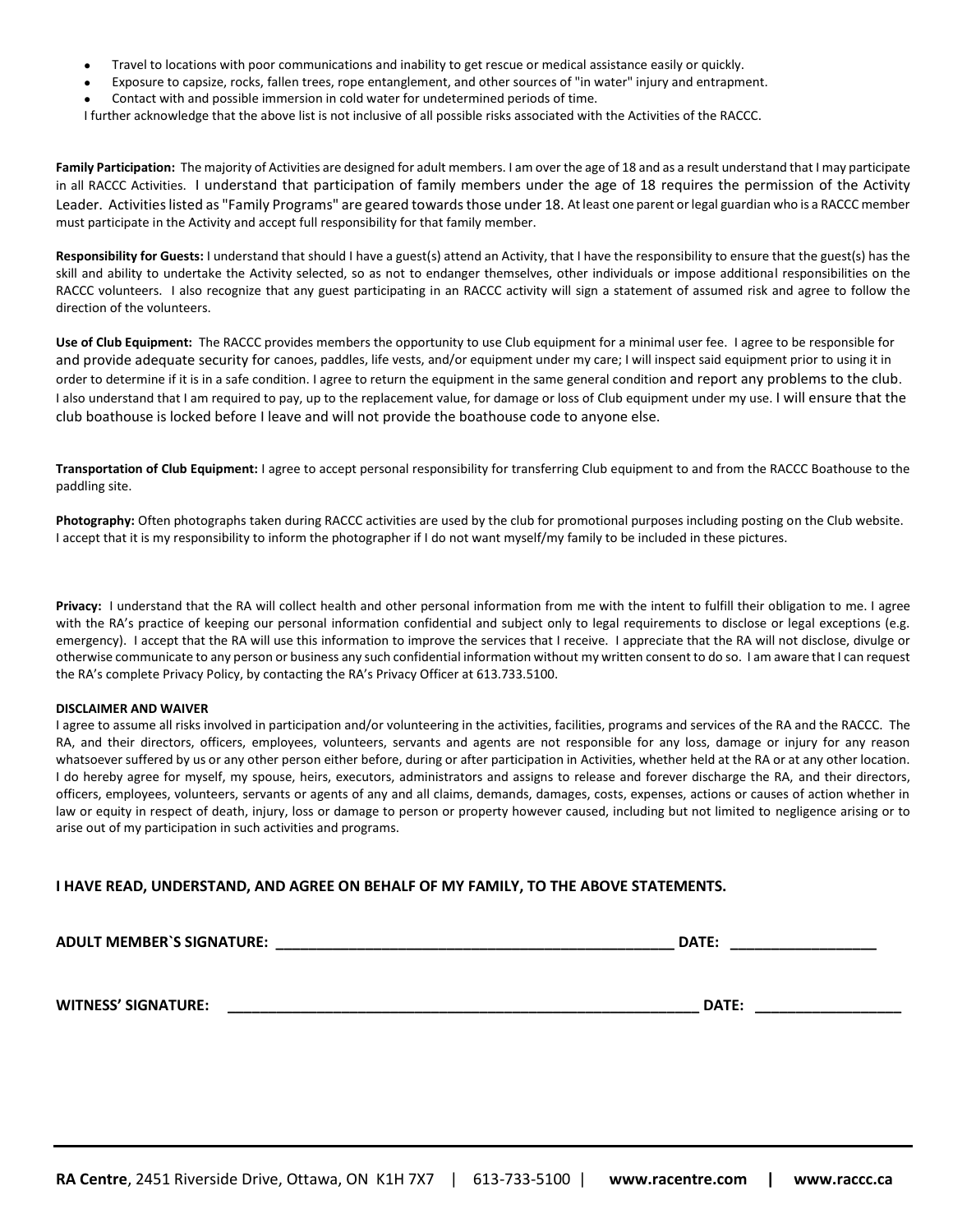- Travel to locations with poor communications and inability to get rescue or medical assistance easily or quickly.
- Exposure to capsize, rocks, fallen trees, rope entanglement, and other sources of "in water" injury and entrapment.
- Contact with and possible immersion in cold water for undetermined periods of time.

I further acknowledge that the above list is not inclusive of all possible risks associated with the Activities of the RACCC.

**Family Participation:** The majority of Activities are designed for adult members. I am over the age of 18 and as a result understand that I may participate in all RACCC Activities. I understand that participation of family members under the age of 18 requires the permission of the Activity Leader. Activities listed as "Family Programs" are geared towards those under 18. At least one parent or legal guardian who is a RACCC member must participate in the Activity and accept full responsibility for that family member.

**Responsibility for Guests:** I understand that should I have a guest(s) attend an Activity, that I have the responsibility to ensure that the guest(s) has the skill and ability to undertake the Activity selected, so as not to endanger themselves, other individuals or impose additional responsibilities on the RACCC volunteers. I also recognize that any guest participating in an RACCC activity will sign a statement of assumed risk and agree to follow the direction of the volunteers.

**Use of Club Equipment:** The RACCC provides members the opportunity to use Club equipment for a minimal user fee. I agree to be responsible for and provide adequate security for canoes, paddles, life vests, and/or equipment under my care; I will inspect said equipment prior to using it in order to determine if it is in a safe condition. I agree to return the equipment in the same general condition and report any problems to the club. I also understand that I am required to pay, up to the replacement value, for damage or loss of Club equipment under my use. I will ensure that the club boathouse is locked before I leave and will not provide the boathouse code to anyone else.

**Transportation of Club Equipment:** I agree to accept personal responsibility for transferring Club equipment to and from the RACCC Boathouse to the paddling site.

**Photography:** Often photographs taken during RACCC activities are used by the club for promotional purposes including posting on the Club website. I accept that it is my responsibility to inform the photographer if I do not want myself/my family to be included in these pictures.

**Privacy:** I understand that the RA will collect health and other personal information from me with the intent to fulfill their obligation to me. I agree with the RA's practice of keeping our personal information confidential and subject only to legal requirements to disclose or legal exceptions (e.g. emergency). I accept that the RA will use this information to improve the services that I receive. I appreciate that the RA will not disclose, divulge or otherwise communicate to any person or business any such confidential information without my written consent to do so. I am aware that I can request the RA's complete Privacy Policy, by contacting the RA's Privacy Officer at 613.733.5100.

**DISCLAIMER AND WAIVER**

I agree to assume all risks involved in participation and/or volunteering in the activities, facilities, programs and services of the RA and the RACCC. The RA, and their directors, officers, employees, volunteers, servants and agents are not responsible for any loss, damage or injury for any reason whatsoever suffered by us or any other person either before, during or after participation in Activities, whether held at the RA or at any other location. I do hereby agree for myself, my spouse, heirs, executors, administrators and assigns to release and forever discharge the RA, and their directors, officers, employees, volunteers, servants or agents of any and all claims, demands, damages, costs, expenses, actions or causes of action whether in law or equity in respect of death, injury, loss or damage to person or property however caused, including but not limited to negligence arising or to arise out of my participation in such activities and programs.

**I HAVE READ, UNDERSTAND, AND AGREE ON BEHALF OF MY FAMILY, TO THE ABOVE STATEMENTS.**

**ADULT MEMBER`S SIGNATURE:** ________________________________________________ **DATE:** _________________

**WITNESS' SIGNATURE:** ________________________________________________________ **DATE:** _________________

**RA Centre**, 2451 Riverside Drive, Ottawa, ON K1H 7X7 | 613-733-5100 | **www.racentre.com** | **www.raccc.ca**